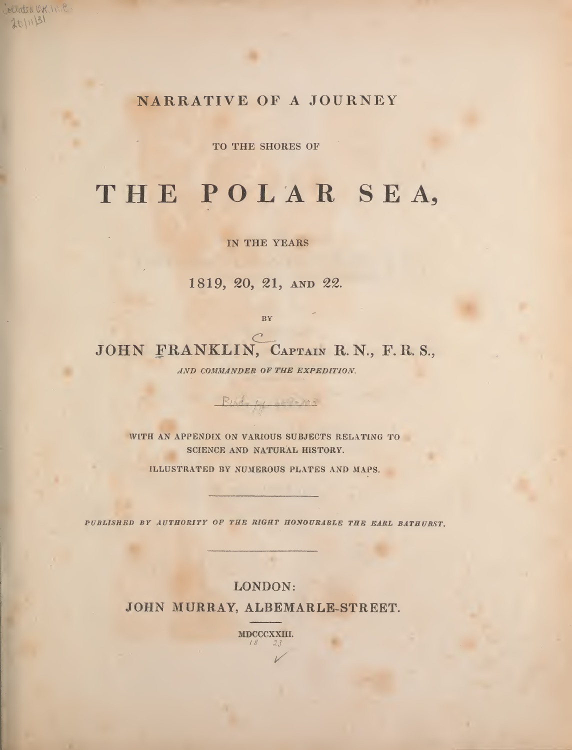# NARRATIVE OF A JOURNEY

TO THE SHORES OF

# THE POLAR SEA,

IN THE YEARS

1819, 20, 21, AND 22.

BY

JOHN FRANKLIN, CAPTAIN R. N., F. R. S.,

*AND COMMANDER OF THE EXPEDITION.*

WITH AN APPENDIX ON VARIOUS SUBJECTS RELATING TO SCIENCE AND NATURAL HISTORY.

ILLUSTRATED BY NUMEROUS PLATES AND MAPS.

---

*PUBLISHED BY AUTHORITY OF THE RIGHT HONOURABLE THE EARL BATHURST.*

---

LONDON:

JOHN MURRAY, ALBEMARLE-STREET.

MDCCCXXIII.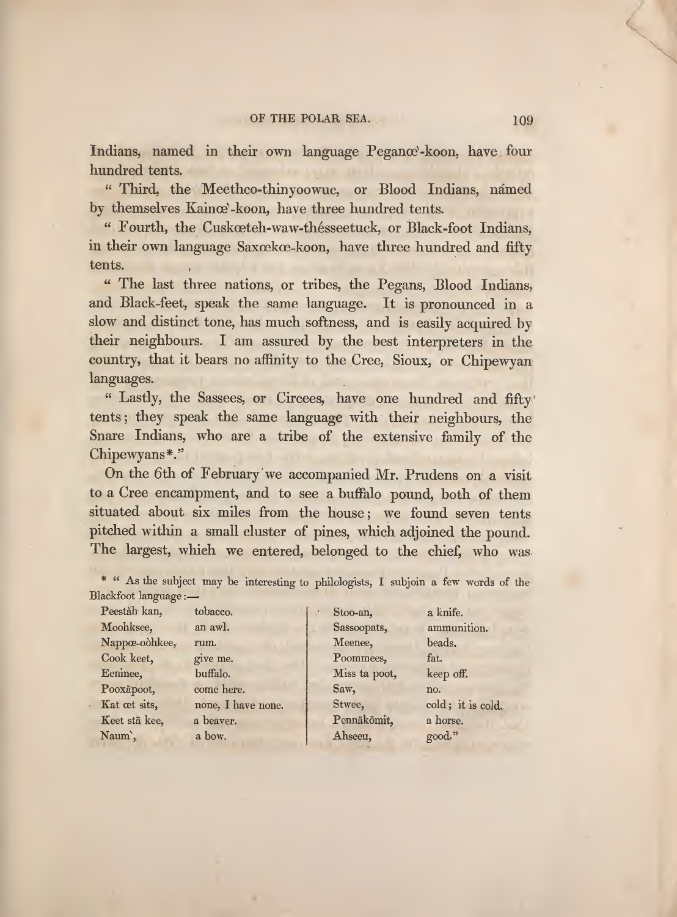Indians, named in their own language Peganœ̀-koon, have four hundred tents.

" Third, the Meethco-thinyoowuc, or Blood Indians, nămed by themselves Kainœ̀-koon, have three hundred tents.

" Fourth, the Cuskœteh-waw-thésseetuck, or Black-foot Indians, in their own language Saxœkœ-koon, have three hundred and fifty tents.

" The last three nations, or tribes, the Pegans, Blood Indians, and Black-feet, speak the same language. It is pronounced in a slow and distinct tone, has much softness, and is easily acquired by their neighbours. I am assured by the best interpreters in the country, that it bears no affinity to the Cree, Sioux, or Chipewyan languages.

" Lastly, the Sassees, or Circees, have one hundred and fifty tents; they speak the same language with their neighbours, the Snare Indians, who are a tribe of the extensive family of the Chipewyans*."

On the 6th of February we accompanied Mr. Prudens on a visit to a Cree encampment, and to see a buffalo pound, both of them situated about six miles from the house; we found seven tents pitched within a small cluster of pines, which adjoined the pound. The largest, which we entered, belonged to the chief, who was

* " As the subject may be interesting to philologists, I subjoin a few words of the Blackfoot language:—

| | | | |
|---|---|---|---|
| Peestàh kan, | tobacco. | Stoo-an, | a knife. |
| Moohksee, | an awl. | Sassoopats, | ammunition. |
| Nappœ-oòhkee, | rum. | Meenee, | beads. |
| Cook keet, | give me. | Poommees, | fat. |
| Eeninee, | buffalo. | Miss ta poot, | keep off. |
| Pooxāpoot, | come here. | Saw, | no. |
| Kat œt sits, | none, I have none. | Stwee, | cold; it is cold. |
| Keet stā kee, | a beaver. | Pennākōmit, | a horse. |
| Naum̀, | a bow. | Ahseeu, | good." |